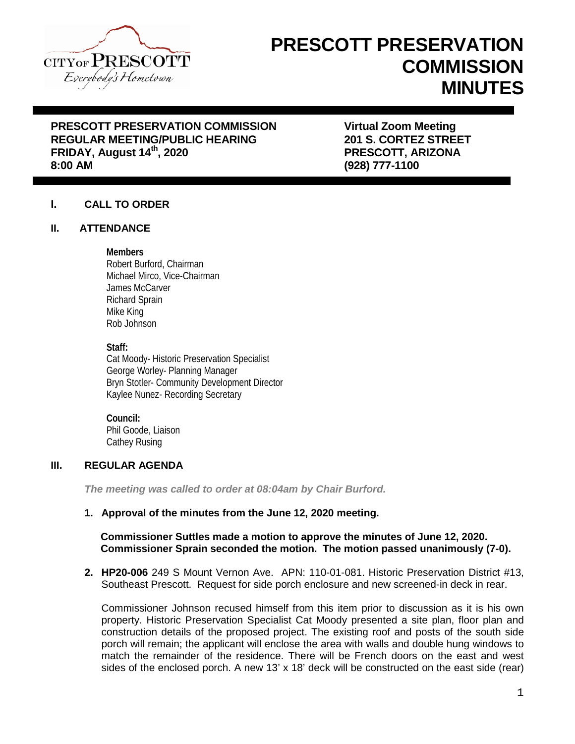# PRESCOTT PRESERVATION COMMISSION MINUTES

**PRESCOTT PRESERVATION COMMISSION**
**REGULAR MEETING/PUBLIC HEARING**
**FRIDAY, August 14th, 2020**
**8:00 AM**

**Virtual Zoom Meeting**
**201 S. CORTEZ STREET**
**PRESCOTT, ARIZONA**
**(928) 777-1100**

## I. CALL TO ORDER

## II. ATTENDANCE

**Members**
Robert Burford, Chairman
Michael Mirco, Vice-Chairman
James McCarver
Richard Sprain
Mike King
Rob Johnson

**Staff:**
Cat Moody- Historic Preservation Specialist
George Worley- Planning Manager
Bryn Stotler- Community Development Director
Kaylee Nunez- Recording Secretary

**Council:**
Phil Goode, Liaison
Cathey Rusing

## III. REGULAR AGENDA

***The meeting was called to order at 08:04am by Chair Burford.***

1. **Approval of the minutes from the June 12, 2020 meeting.**

   **Commissioner Suttles made a motion to approve the minutes of June 12, 2020. Commissioner Sprain seconded the motion. The motion passed unanimously (7-0).**

2. **HP20-006** 249 S Mount Vernon Ave. APN: 110-01-081. Historic Preservation District #13, Southeast Prescott. Request for side porch enclosure and new screened-in deck in rear.

   Commissioner Johnson recused himself from this item prior to discussion as it is his own property. Historic Preservation Specialist Cat Moody presented a site plan, floor plan and construction details of the proposed project. The existing roof and posts of the south side porch will remain; the applicant will enclose the area with walls and double hung windows to match the remainder of the residence. There will be French doors on the east and west sides of the enclosed porch. A new 13' x 18' deck will be constructed on the east side (rear)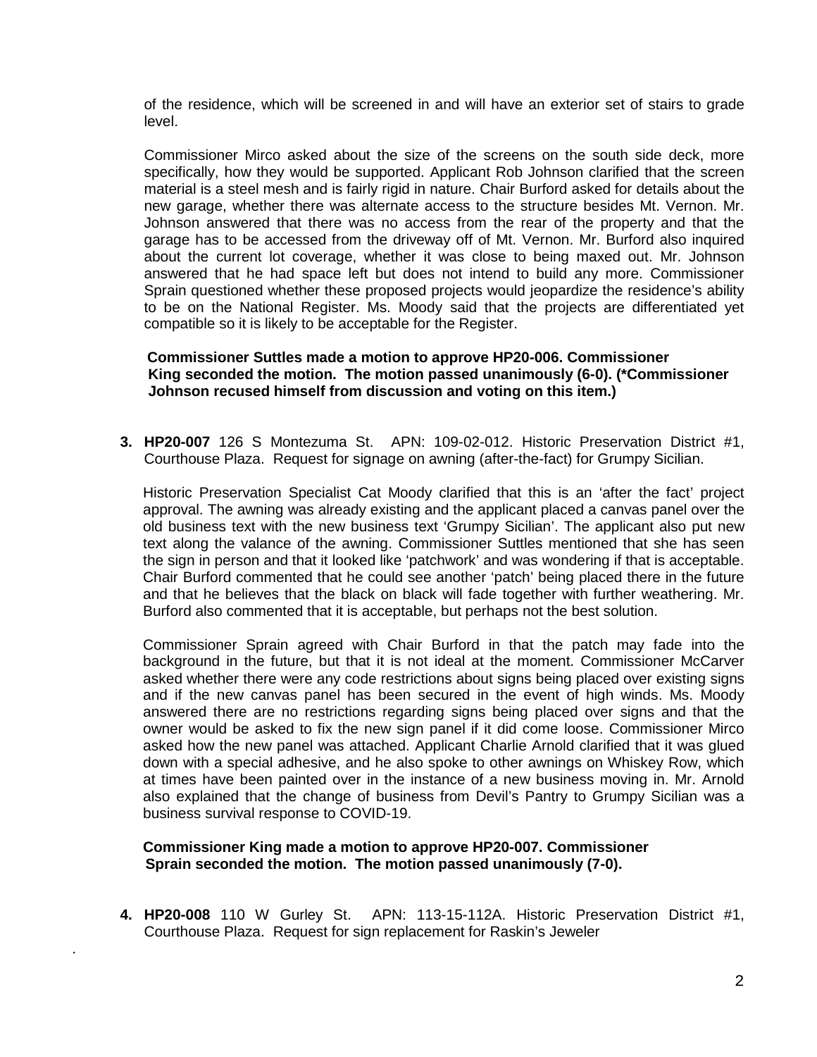of the residence, which will be screened in and will have an exterior set of stairs to grade level.

Commissioner Mirco asked about the size of the screens on the south side deck, more specifically, how they would be supported. Applicant Rob Johnson clarified that the screen material is a steel mesh and is fairly rigid in nature. Chair Burford asked for details about the new garage, whether there was alternate access to the structure besides Mt. Vernon. Mr. Johnson answered that there was no access from the rear of the property and that the garage has to be accessed from the driveway off of Mt. Vernon. Mr. Burford also inquired about the current lot coverage, whether it was close to being maxed out. Mr. Johnson answered that he had space left but does not intend to build any more. Commissioner Sprain questioned whether these proposed projects would jeopardize the residence's ability to be on the National Register. Ms. Moody said that the projects are differentiated yet compatible so it is likely to be acceptable for the Register.

**Commissioner Suttles made a motion to approve HP20-006. Commissioner King seconded the motion. The motion passed unanimously (6-0). (*Commissioner Johnson recused himself from discussion and voting on this item.)**

3. **HP20-007** 126 S Montezuma St. APN: 109-02-012. Historic Preservation District #1, Courthouse Plaza. Request for signage on awning (after-the-fact) for Grumpy Sicilian.

Historic Preservation Specialist Cat Moody clarified that this is an 'after the fact' project approval. The awning was already existing and the applicant placed a canvas panel over the old business text with the new business text 'Grumpy Sicilian'. The applicant also put new text along the valance of the awning. Commissioner Suttles mentioned that she has seen the sign in person and that it looked like 'patchwork' and was wondering if that is acceptable. Chair Burford commented that he could see another 'patch' being placed there in the future and that he believes that the black on black will fade together with further weathering. Mr. Burford also commented that it is acceptable, but perhaps not the best solution.

Commissioner Sprain agreed with Chair Burford in that the patch may fade into the background in the future, but that it is not ideal at the moment. Commissioner McCarver asked whether there were any code restrictions about signs being placed over existing signs and if the new canvas panel has been secured in the event of high winds. Ms. Moody answered there are no restrictions regarding signs being placed over signs and that the owner would be asked to fix the new sign panel if it did come loose. Commissioner Mirco asked how the new panel was attached. Applicant Charlie Arnold clarified that it was glued down with a special adhesive, and he also spoke to other awnings on Whiskey Row, which at times have been painted over in the instance of a new business moving in. Mr. Arnold also explained that the change of business from Devil's Pantry to Grumpy Sicilian was a business survival response to COVID-19.

**Commissioner King made a motion to approve HP20-007. Commissioner Sprain seconded the motion. The motion passed unanimously (7-0).**

4. **HP20-008** 110 W Gurley St. APN: 113-15-112A. Historic Preservation District #1, Courthouse Plaza. Request for sign replacement for Raskin's Jeweler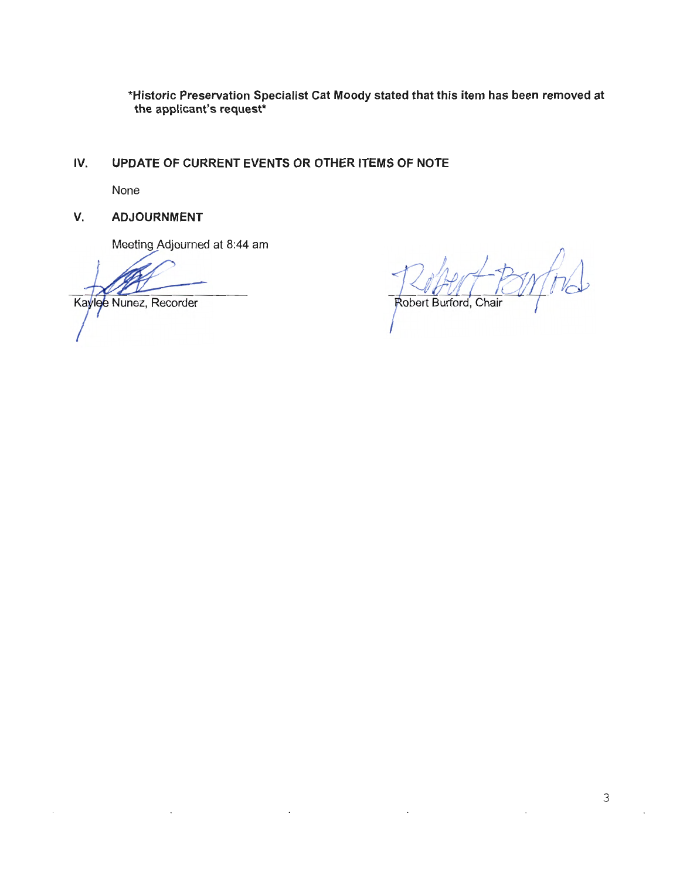**\*Historic Preservation Specialist Cat Moody stated that this item has been removed at the applicant's request\***

## IV. UPDATE OF CURRENT EVENTS OR OTHER ITEMS OF NOTE

None

## V. ADJOURNMENT

Meeting Adjourned at 8:44 am

Kaylee Nunez, Recorder

Robert Burford, Chair